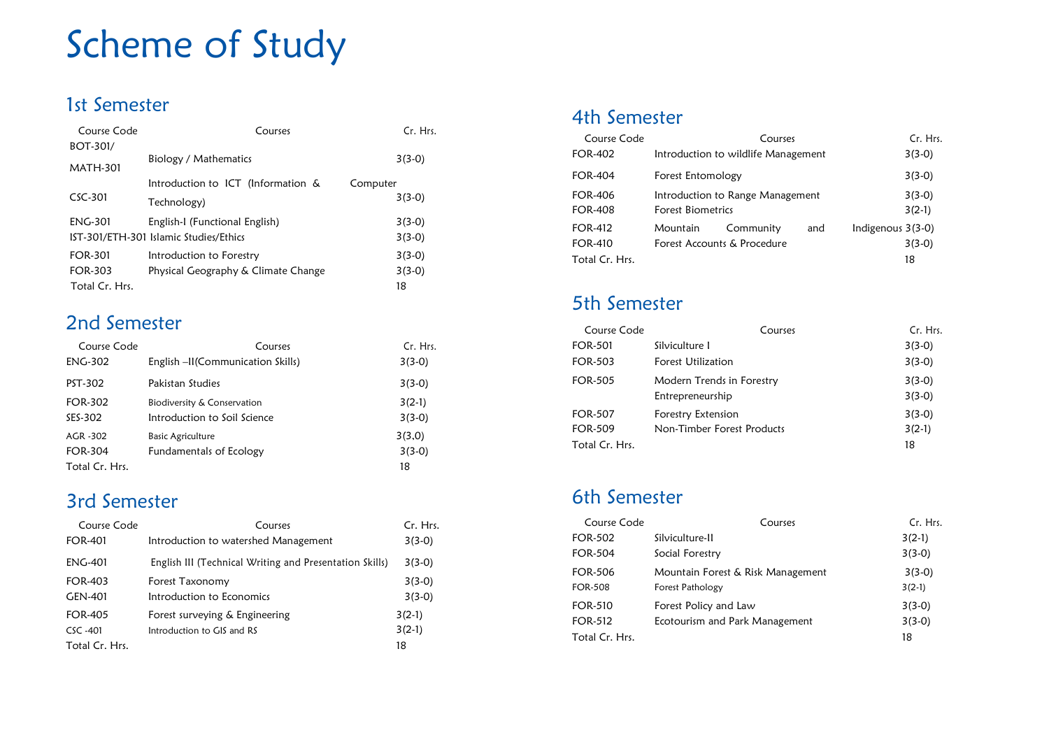# Scheme of Study

## 1st Semester

| Course Code | Courses | Cr. Hrs. |
|---|---|---|
| BOT-301/ MATH-301 | Biology / Mathematics | 3(3-0) |
| CSC-301 | Introduction to ICT (Information & Computer Technology) | 3(3-0) |
| ENG-301 | English-I (Functional English) | 3(3-0) |
| IST-301/ETH-301 | Islamic Studies/Ethics | 3(3-0) |
| FOR-301 | Introduction to Forestry | 3(3-0) |
| FOR-303 | Physical Geography & Climate Change | 3(3-0) |
| Total Cr. Hrs. | | 18 |

## 2nd Semester

| Course Code | Courses | Cr. Hrs. |
|---|---|---|
| ENG-302 | English –II(Communication Skills) | 3(3-0) |
| PST-302 | Pakistan Studies | 3(3-0) |
| FOR-302 | Biodiversity & Conservation | 3(2-1) |
| SES-302 | Introduction to Soil Science | 3(3-0) |
| AGR -302 | Basic Agriculture | 3(3,0) |
| FOR-304 | Fundamentals of Ecology | 3(3-0) |
| Total Cr. Hrs. | | 18 |

## 3rd Semester

| Course Code | Courses | Cr. Hrs. |
|---|---|---|
| FOR-401 | Introduction to watershed Management | 3(3-0) |
| ENG-401 | English III (Technical Writing and Presentation Skills) | 3(3-0) |
| FOR-403 | Forest Taxonomy | 3(3-0) |
| GEN-401 | Introduction to Economics | 3(3-0) |
| FOR-405 | Forest surveying & Engineering | 3(2-1) |
| CSC -401 | Introduction to GIS and RS | 3(2-1) |
| Total Cr. Hrs. | | 18 |

## 4th Semester

| Course Code | Courses | Cr. Hrs. |
|---|---|---|
| FOR-402 | Introduction to wildlife Management | 3(3-0) |
| FOR-404 | Forest Entomology | 3(3-0) |
| FOR-406 | Introduction to Range Management | 3(3-0) |
| FOR-408 | Forest Biometrics | 3(2-1) |
| FOR-412 | Mountain Community and Indigenous | 3(3-0) |
| FOR-410 | Forest Accounts & Procedure | 3(3-0) |
| Total Cr. Hrs. | | 18 |

## 5th Semester

| Course Code | Courses | Cr. Hrs. |
|---|---|---|
| FOR-501 | Silviculture I | 3(3-0) |
| FOR-503 | Forest Utilization | 3(3-0) |
| FOR-505 | Modern Trends in Forestry | 3(3-0) |
| | Entrepreneurship | 3(3-0) |
| FOR-507 | Forestry Extension | 3(3-0) |
| FOR-509 | Non-Timber Forest Products | 3(2-1) |
| Total Cr. Hrs. | | 18 |

## 6th Semester

| Course Code | Courses | Cr. Hrs. |
|---|---|---|
| FOR-502 | Silviculture-II | 3(2-1) |
| FOR-504 | Social Forestry | 3(3-0) |
| FOR-506 | Mountain Forest & Risk Management | 3(3-0) |
| FOR-508 | Forest Pathology | 3(2-1) |
| FOR-510 | Forest Policy and Law | 3(3-0) |
| FOR-512 | Ecotourism and Park Management | 3(3-0) |
| Total Cr. Hrs. | | 18 |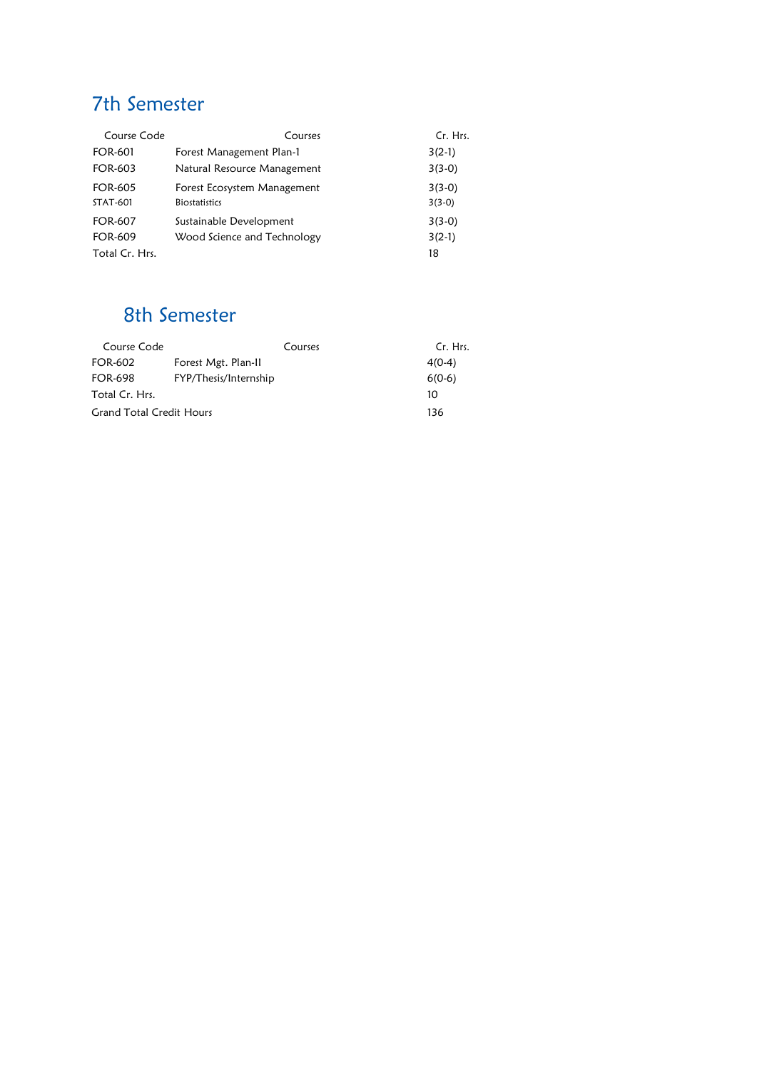## 7th Semester

| Course Code | Courses | Cr. Hrs. |
|---|---|---|
| FOR-601 | Forest Management Plan-1 | 3(2-1) |
| FOR-603 | Natural Resource Management | 3(3-0) |
| FOR-605 | Forest Ecosystem Management | 3(3-0) |
| STAT-601 | Biostatistics | 3(3-0) |
| FOR-607 | Sustainable Development | 3(3-0) |
| FOR-609 | Wood Science and Technology | 3(2-1) |
| Total Cr. Hrs. | | 18 |

## 8th Semester

| Course Code | Courses | Cr. Hrs. |
|---|---|---|
| FOR-602 | Forest Mgt. Plan-II | 4(0-4) |
| FOR-698 | FYP/Thesis/Internship | 6(0-6) |
| Total Cr. Hrs. | | 10 |
| Grand Total Credit Hours | | 136 |